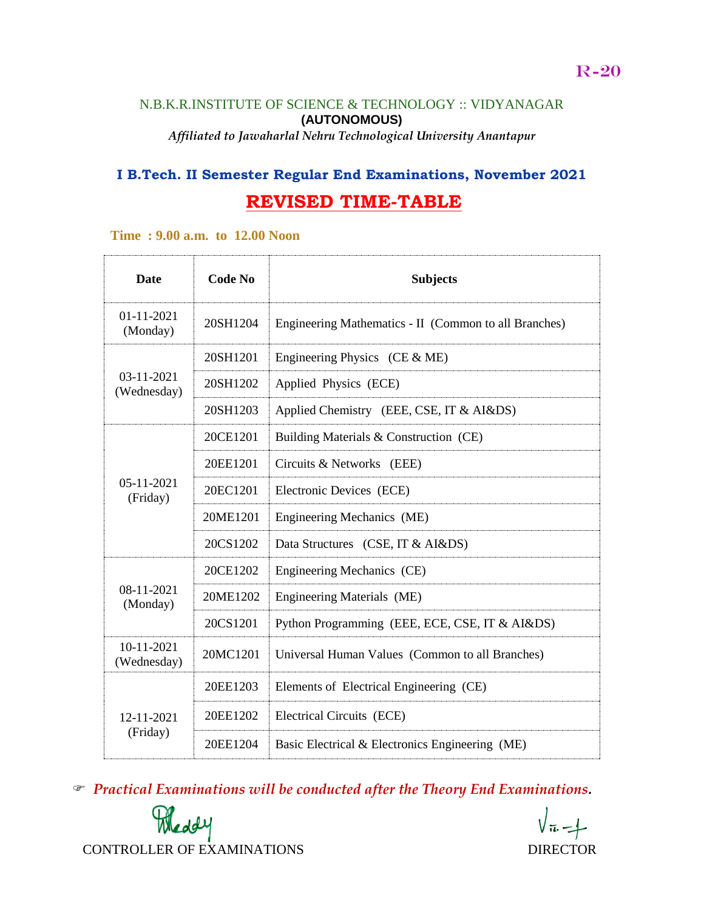R-20

N.B.K.R.INSTITUTE OF SCIENCE & TECHNOLOGY :: VIDYANAGAR

**(AUTONOMOUS)**

*Affiliated to Jawaharlal Nehru Technological University Anantapur*

## I B.Tech. II Semester Regular End Examinations, November 2021

# REVISED TIME-TABLE

**Time : 9.00 a.m. to 12.00 Noon**

| Date | Code No | Subjects |
|---|---|---|
| 01-11-2021 (Monday) | 20SH1204 | Engineering Mathematics - II (Common to all Branches) |
| 03-11-2021 (Wednesday) | 20SH1201 | Engineering Physics (CE & ME) |
| | 20SH1202 | Applied Physics (ECE) |
| | 20SH1203 | Applied Chemistry (EEE, CSE, IT & AI&DS) |
| 05-11-2021 (Friday) | 20CE1201 | Building Materials & Construction (CE) |
| | 20EE1201 | Circuits & Networks (EEE) |
| | 20EC1201 | Electronic Devices (ECE) |
| | 20ME1201 | Engineering Mechanics (ME) |
| | 20CS1202 | Data Structures (CSE, IT & AI&DS) |
| 08-11-2021 (Monday) | 20CE1202 | Engineering Mechanics (CE) |
| | 20ME1202 | Engineering Materials (ME) |
| | 20CS1201 | Python Programming (EEE, ECE, CSE, IT & AI&DS) |
| 10-11-2021 (Wednesday) | 20MC1201 | Universal Human Values (Common to all Branches) |
| 12-11-2021 (Friday) | 20EE1203 | Elements of Electrical Engineering (CE) |
| | 20EE1202 | Electrical Circuits (ECE) |
| | 20EE1204 | Basic Electrical & Electronics Engineering (ME) |

☞ *Practical Examinations will be conducted after the Theory End Examinations.*

CONTROLLER OF EXAMINATIONS

DIRECTOR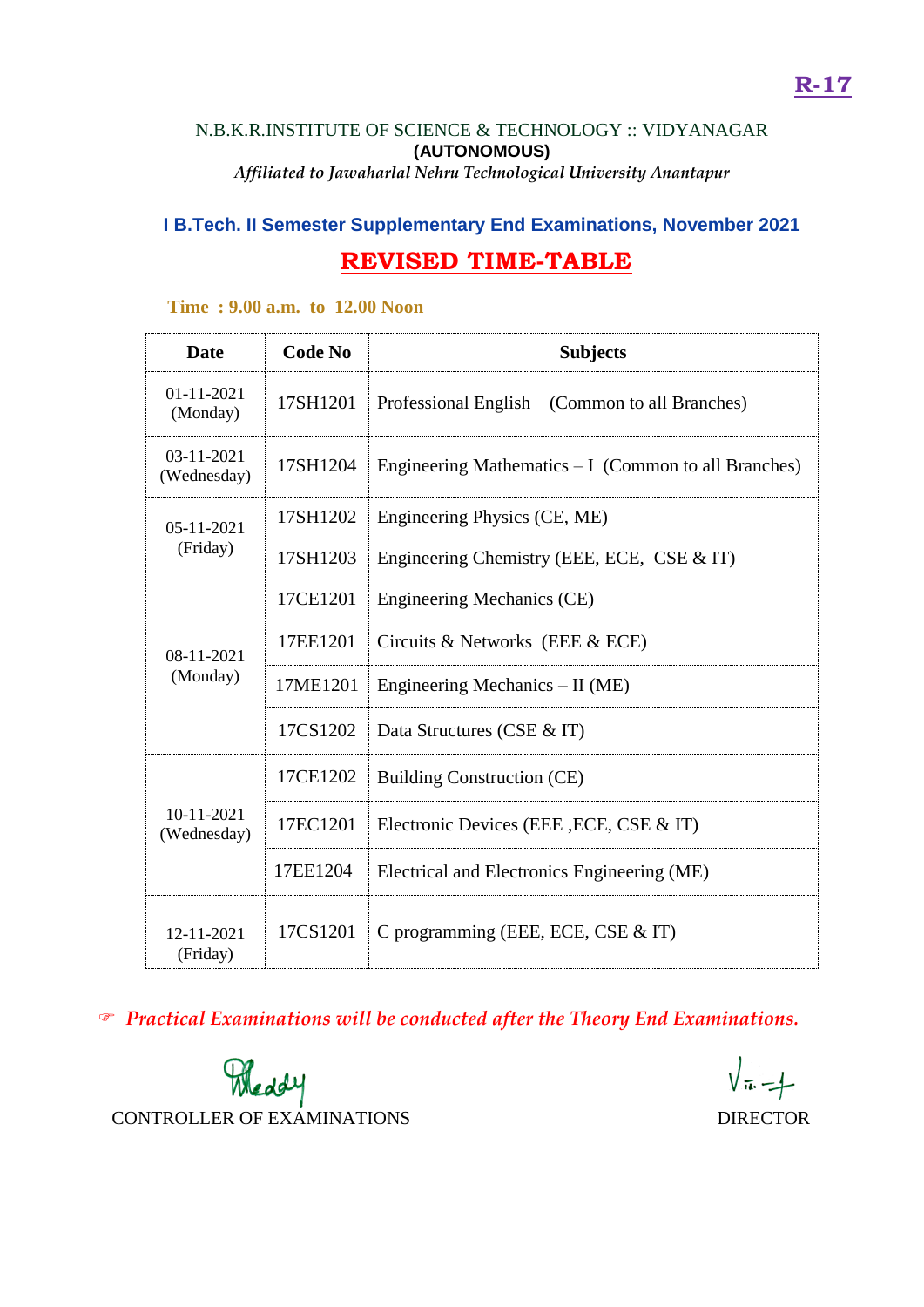**R-17**

N.B.K.R.INSTITUTE OF SCIENCE & TECHNOLOGY :: VIDYANAGAR

**(AUTONOMOUS)**

*Affiliated to Jawaharlal Nehru Technological University Anantapur*

## I B.Tech. II Semester Supplementary End Examinations, November 2021

# REVISED TIME-TABLE

**Time : 9.00 a.m. to 12.00 Noon**

| Date | Code No | Subjects |
|---|---|---|
| 01-11-2021 (Monday) | 17SH1201 | Professional English (Common to all Branches) |
| 03-11-2021 (Wednesday) | 17SH1204 | Engineering Mathematics – I (Common to all Branches) |
| 05-11-2021 (Friday) | 17SH1202 | Engineering Physics (CE, ME) |
| | 17SH1203 | Engineering Chemistry (EEE, ECE, CSE & IT) |
| 08-11-2021 (Monday) | 17CE1201 | Engineering Mechanics (CE) |
| | 17EE1201 | Circuits & Networks (EEE & ECE) |
| | 17ME1201 | Engineering Mechanics – II (ME) |
| | 17CS1202 | Data Structures (CSE & IT) |
| 10-11-2021 (Wednesday) | 17CE1202 | Building Construction (CE) |
| | 17EC1201 | Electronic Devices (EEE ,ECE, CSE & IT) |
| | 17EE1204 | Electrical and Electronics Engineering (ME) |
| 12-11-2021 (Friday) | 17CS1201 | C programming (EEE, ECE, CSE & IT) |

☞ *Practical Examinations will be conducted after the Theory End Examinations.*

CONTROLLER OF EXAMINATIONS

DIRECTOR